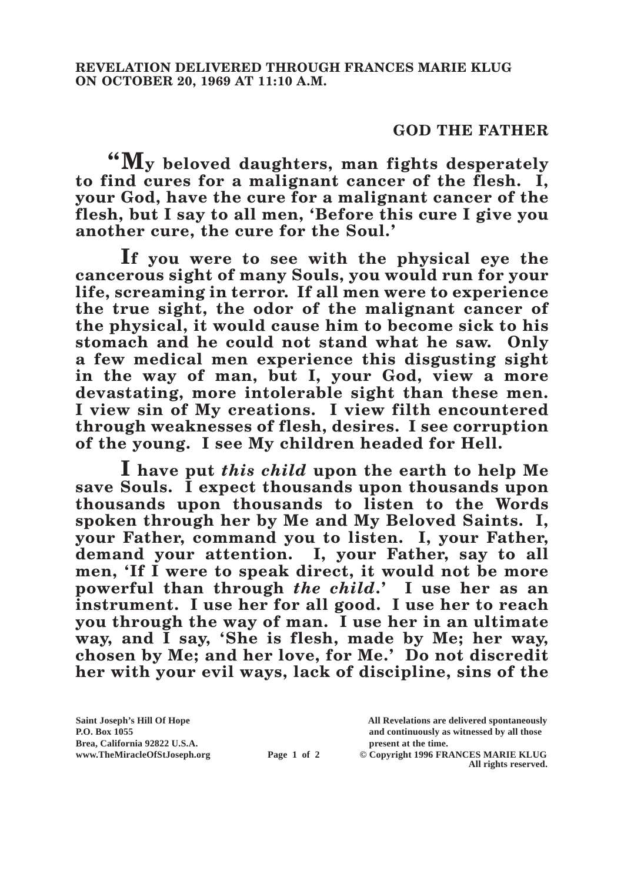**REVELATION DELIVERED THROUGH FRANCES MARIE KLUG ON OCTOBER 20, 1969 AT 11:10 A.M.**

## GOD THE FATHER

**"My beloved daughters, man fights desperately to find cures for a malignant cancer of the flesh. I, your God, have the cure for a malignant cancer of the flesh, but I say to all men, 'Before this cure I give you another cure, the cure for the Soul.'**

**If you were to see with the physical eye the cancerous sight of many Souls, you would run for your life, screaming in terror. If all men were to experience the true sight, the odor of the malignant cancer of the physical, it would cause him to become sick to his stomach and he could not stand what he saw. Only a few medical men experience this disgusting sight in the way of man, but I, your God, view a more devastating, more intolerable sight than these men. I view sin of My creations. I view filth encountered through weaknesses of flesh, desires. I see corruption of the young. I see My children headed for Hell.**

**I have put *this child* upon the earth to help Me save Souls. I expect thousands upon thousands upon thousands upon thousands to listen to the Words spoken through her by Me and My Beloved Saints. I, your Father, command you to listen. I, your Father, demand your attention. I, your Father, say to all men, 'If I were to speak direct, it would not be more powerful than through *the child*.' I use her as an instrument. I use her for all good. I use her to reach you through the way of man. I use her in an ultimate way, and I say, 'She is flesh, made by Me; her way, chosen by Me; and her love, for Me.' Do not discredit her with your evil ways, lack of discipline, sins of the**

Saint Joseph's Hill Of Hope
P.O. Box 1055
Brea, California 92822 U.S.A.
www.TheMiracleOfStJoseph.org

All Revelations are delivered spontaneously and continuously as witnessed by all those present at the time.
© Copyright 1996 FRANCES MARIE KLUG
All rights reserved.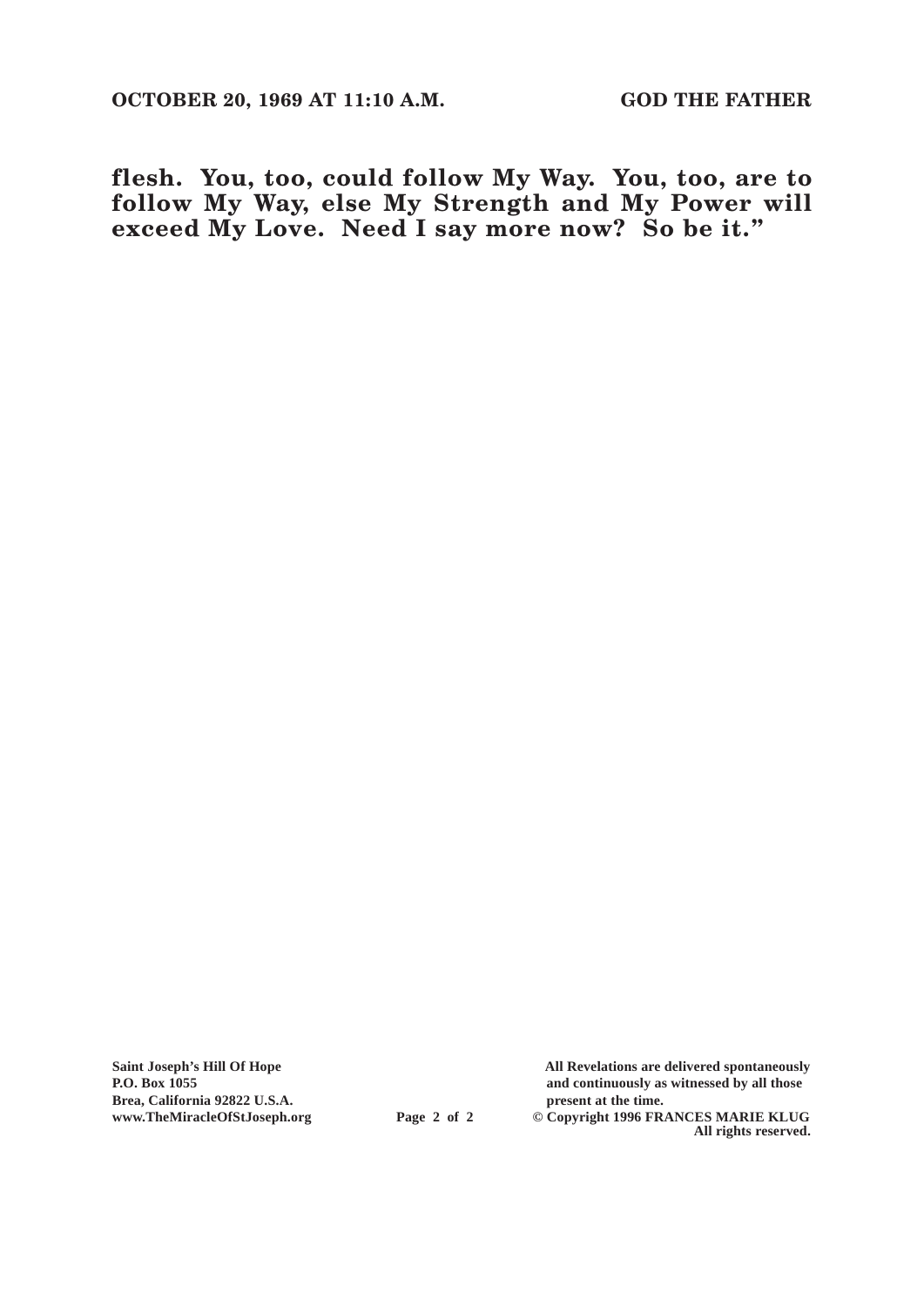**flesh. You, too, could follow My Way. You, too, are to follow My Way, else My Strength and My Power will exceed My Love. Need I say more now? So be it."**